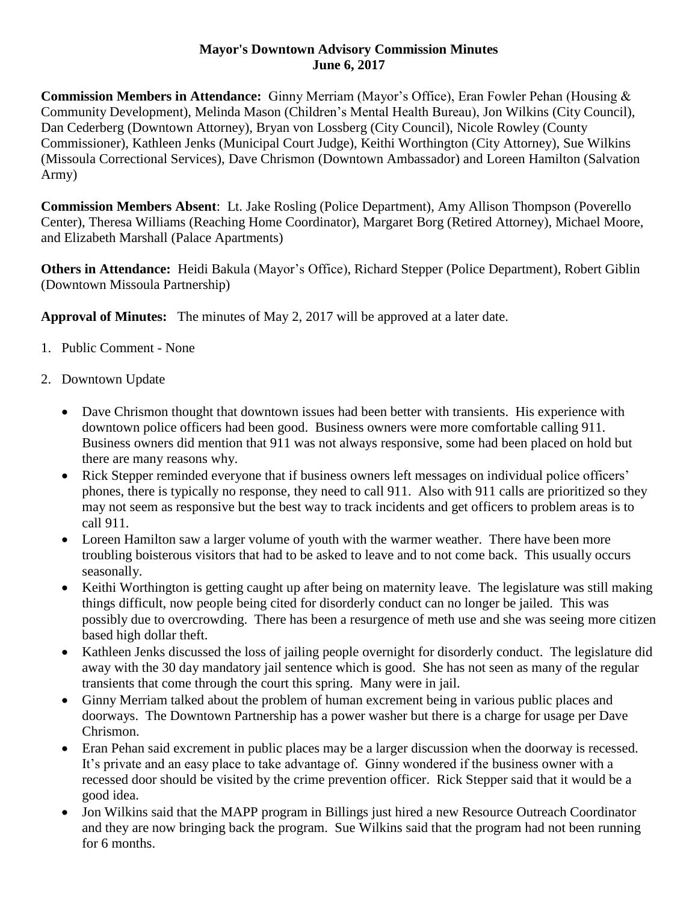**Mayor's Downtown Advisory Commission Minutes**
**June 6, 2017**

**Commission Members in Attendance:** Ginny Merriam (Mayor's Office), Eran Fowler Pehan (Housing & Community Development), Melinda Mason (Children's Mental Health Bureau), Jon Wilkins (City Council), Dan Cederberg (Downtown Attorney), Bryan von Lossberg (City Council), Nicole Rowley (County Commissioner), Kathleen Jenks (Municipal Court Judge), Keithi Worthington (City Attorney), Sue Wilkins (Missoula Correctional Services), Dave Chrismon (Downtown Ambassador) and Loreen Hamilton (Salvation Army)

**Commission Members Absent**: Lt. Jake Rosling (Police Department), Amy Allison Thompson (Poverello Center), Theresa Williams (Reaching Home Coordinator), Margaret Borg (Retired Attorney), Michael Moore, and Elizabeth Marshall (Palace Apartments)

**Others in Attendance:** Heidi Bakula (Mayor's Office), Richard Stepper (Police Department), Robert Giblin (Downtown Missoula Partnership)

**Approval of Minutes:** The minutes of May 2, 2017 will be approved at a later date.

1. Public Comment - None
2. Downtown Update
   - Dave Chrismon thought that downtown issues had been better with transients. His experience with downtown police officers had been good. Business owners were more comfortable calling 911. Business owners did mention that 911 was not always responsive, some had been placed on hold but there are many reasons why.
   - Rick Stepper reminded everyone that if business owners left messages on individual police officers' phones, there is typically no response, they need to call 911. Also with 911 calls are prioritized so they may not seem as responsive but the best way to track incidents and get officers to problem areas is to call 911.
   - Loreen Hamilton saw a larger volume of youth with the warmer weather. There have been more troubling boisterous visitors that had to be asked to leave and to not come back. This usually occurs seasonally.
   - Keithi Worthington is getting caught up after being on maternity leave. The legislature was still making things difficult, now people being cited for disorderly conduct can no longer be jailed. This was possibly due to overcrowding. There has been a resurgence of meth use and she was seeing more citizen based high dollar theft.
   - Kathleen Jenks discussed the loss of jailing people overnight for disorderly conduct. The legislature did away with the 30 day mandatory jail sentence which is good. She has not seen as many of the regular transients that come through the court this spring. Many were in jail.
   - Ginny Merriam talked about the problem of human excrement being in various public places and doorways. The Downtown Partnership has a power washer but there is a charge for usage per Dave Chrismon.
   - Eran Pehan said excrement in public places may be a larger discussion when the doorway is recessed. It's private and an easy place to take advantage of. Ginny wondered if the business owner with a recessed door should be visited by the crime prevention officer. Rick Stepper said that it would be a good idea.
   - Jon Wilkins said that the MAPP program in Billings just hired a new Resource Outreach Coordinator and they are now bringing back the program. Sue Wilkins said that the program had not been running for 6 months.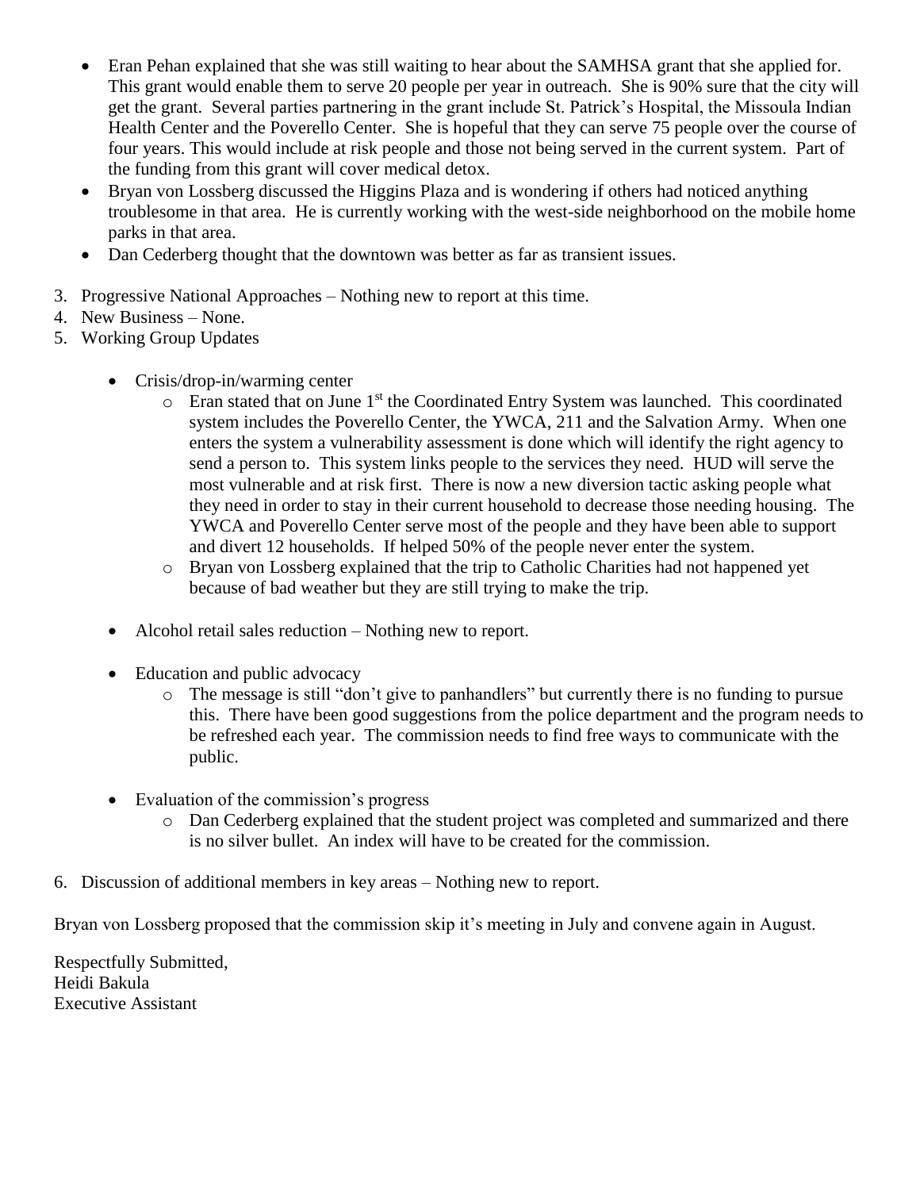- Eran Pehan explained that she was still waiting to hear about the SAMHSA grant that she applied for. This grant would enable them to serve 20 people per year in outreach. She is 90% sure that the city will get the grant. Several parties partnering in the grant include St. Patrick's Hospital, the Missoula Indian Health Center and the Poverello Center. She is hopeful that they can serve 75 people over the course of four years. This would include at risk people and those not being served in the current system. Part of the funding from this grant will cover medical detox.
- Bryan von Lossberg discussed the Higgins Plaza and is wondering if others had noticed anything troublesome in that area. He is currently working with the west-side neighborhood on the mobile home parks in that area.
- Dan Cederberg thought that the downtown was better as far as transient issues.

3. Progressive National Approaches – Nothing new to report at this time.
4. New Business – None.
5. Working Group Updates

    - Crisis/drop-in/warming center
        - Eran stated that on June 1st the Coordinated Entry System was launched. This coordinated system includes the Poverello Center, the YWCA, 211 and the Salvation Army. When one enters the system a vulnerability assessment is done which will identify the right agency to send a person to. This system links people to the services they need. HUD will serve the most vulnerable and at risk first. There is now a new diversion tactic asking people what they need in order to stay in their current household to decrease those needing housing. The YWCA and Poverello Center serve most of the people and they have been able to support and divert 12 households. If helped 50% of the people never enter the system.
        - Bryan von Lossberg explained that the trip to Catholic Charities had not happened yet because of bad weather but they are still trying to make the trip.

    - Alcohol retail sales reduction – Nothing new to report.

    - Education and public advocacy
        - The message is still "don't give to panhandlers" but currently there is no funding to pursue this. There have been good suggestions from the police department and the program needs to be refreshed each year. The commission needs to find free ways to communicate with the public.

    - Evaluation of the commission's progress
        - Dan Cederberg explained that the student project was completed and summarized and there is no silver bullet. An index will have to be created for the commission.

6. Discussion of additional members in key areas – Nothing new to report.

Bryan von Lossberg proposed that the commission skip it's meeting in July and convene again in August.

Respectfully Submitted,
Heidi Bakula
Executive Assistant